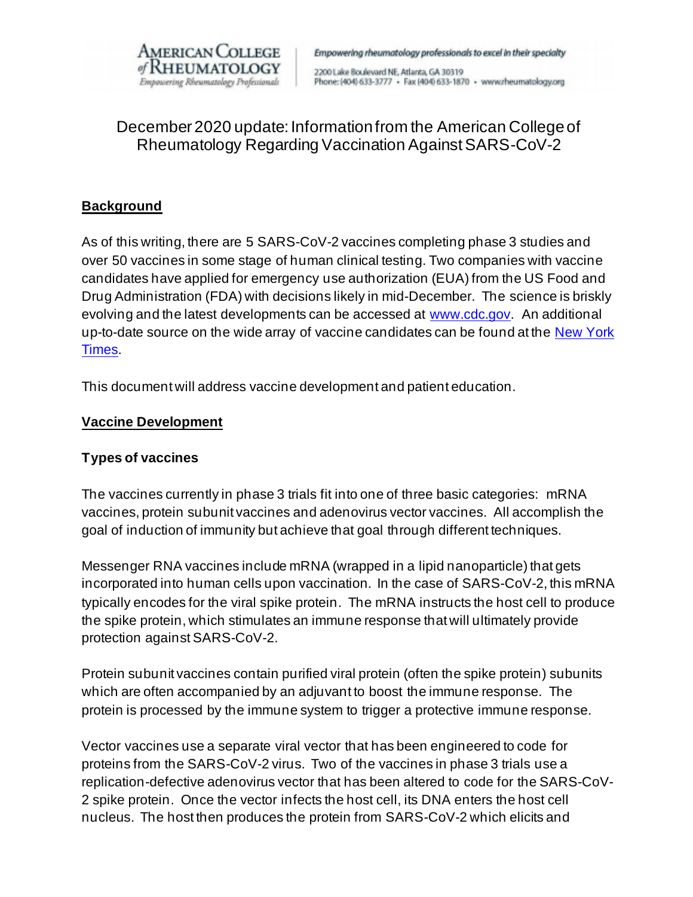# December 2020 update: Information from the American College of Rheumatology Regarding Vaccination Against SARS-CoV-2

## Background

As of this writing, there are 5 SARS-CoV-2 vaccines completing phase 3 studies and over 50 vaccines in some stage of human clinical testing. Two companies with vaccine candidates have applied for emergency use authorization (EUA) from the US Food and Drug Administration (FDA) with decisions likely in mid-December. The science is briskly evolving and the latest developments can be accessed at www.cdc.gov. An additional up-to-date source on the wide array of vaccine candidates can be found at the New York Times.

This document will address vaccine development and patient education.

## Vaccine Development

### Types of vaccines

The vaccines currently in phase 3 trials fit into one of three basic categories: mRNA vaccines, protein subunit vaccines and adenovirus vector vaccines. All accomplish the goal of induction of immunity but achieve that goal through different techniques.

Messenger RNA vaccines include mRNA (wrapped in a lipid nanoparticle) that gets incorporated into human cells upon vaccination. In the case of SARS-CoV-2, this mRNA typically encodes for the viral spike protein. The mRNA instructs the host cell to produce the spike protein, which stimulates an immune response that will ultimately provide protection against SARS-CoV-2.

Protein subunit vaccines contain purified viral protein (often the spike protein) subunits which are often accompanied by an adjuvant to boost the immune response. The protein is processed by the immune system to trigger a protective immune response.

Vector vaccines use a separate viral vector that has been engineered to code for proteins from the SARS-CoV-2 virus. Two of the vaccines in phase 3 trials use a replication-defective adenovirus vector that has been altered to code for the SARS-CoV-2 spike protein. Once the vector infects the host cell, its DNA enters the host cell nucleus. The host then produces the protein from SARS-CoV-2 which elicits and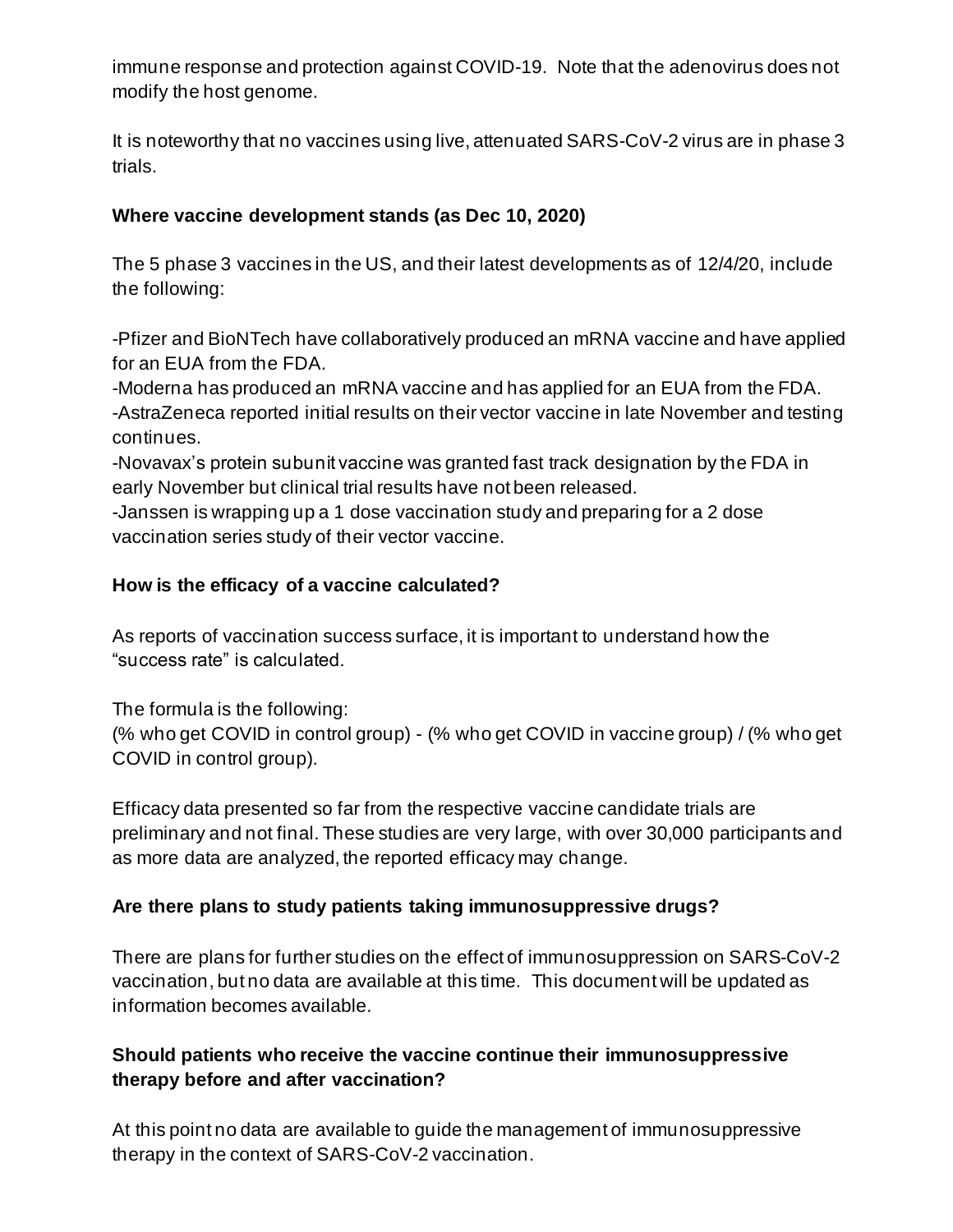immune response and protection against COVID-19. Note that the adenovirus does not modify the host genome.

It is noteworthy that no vaccines using live, attenuated SARS-CoV-2 virus are in phase 3 trials.

**Where vaccine development stands (as Dec 10, 2020)**

The 5 phase 3 vaccines in the US, and their latest developments as of 12/4/20, include the following:

-Pfizer and BioNTech have collaboratively produced an mRNA vaccine and have applied for an EUA from the FDA.
-Moderna has produced an mRNA vaccine and has applied for an EUA from the FDA.
-AstraZeneca reported initial results on their vector vaccine in late November and testing continues.
-Novavax's protein subunit vaccine was granted fast track designation by the FDA in early November but clinical trial results have not been released.
-Janssen is wrapping up a 1 dose vaccination study and preparing for a 2 dose vaccination series study of their vector vaccine.

**How is the efficacy of a vaccine calculated?**

As reports of vaccination success surface, it is important to understand how the "success rate" is calculated.

The formula is the following:
(% who get COVID in control group) - (% who get COVID in vaccine group) / (% who get COVID in control group).

Efficacy data presented so far from the respective vaccine candidate trials are preliminary and not final. These studies are very large, with over 30,000 participants and as more data are analyzed, the reported efficacy may change.

**Are there plans to study patients taking immunosuppressive drugs?**

There are plans for further studies on the effect of immunosuppression on SARS-CoV-2 vaccination, but no data are available at this time. This document will be updated as information becomes available.

**Should patients who receive the vaccine continue their immunosuppressive therapy before and after vaccination?**

At this point no data are available to guide the management of immunosuppressive therapy in the context of SARS-CoV-2 vaccination.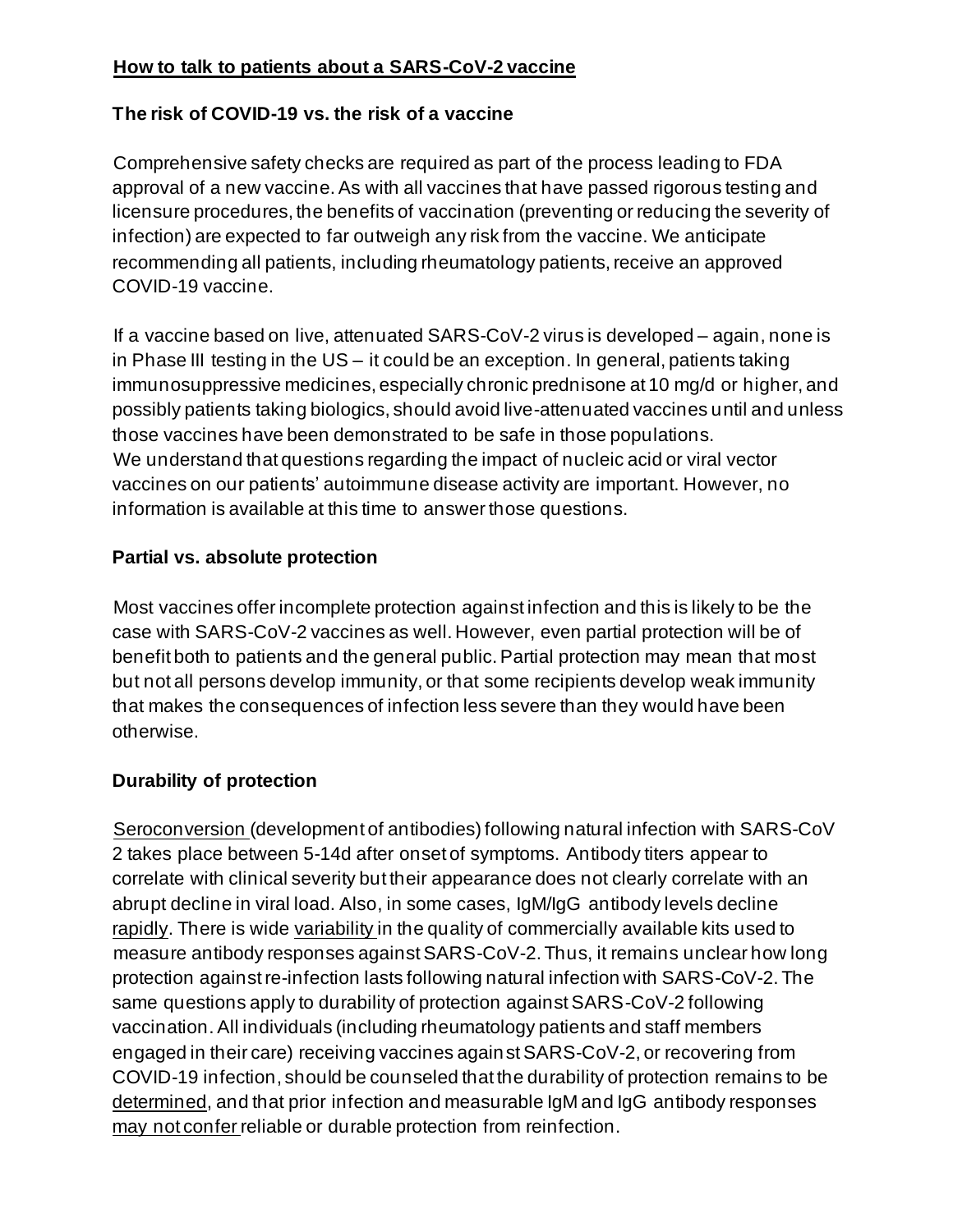## How to talk to patients about a SARS-CoV-2 vaccine

### The risk of COVID-19 vs. the risk of a vaccine

Comprehensive safety checks are required as part of the process leading to FDA approval of a new vaccine. As with all vaccines that have passed rigorous testing and licensure procedures, the benefits of vaccination (preventing or reducing the severity of infection) are expected to far outweigh any risk from the vaccine. We anticipate recommending all patients, including rheumatology patients, receive an approved COVID-19 vaccine.

If a vaccine based on live, attenuated SARS-CoV-2 virus is developed – again, none is in Phase III testing in the US – it could be an exception. In general, patients taking immunosuppressive medicines, especially chronic prednisone at 10 mg/d or higher, and possibly patients taking biologics, should avoid live-attenuated vaccines until and unless those vaccines have been demonstrated to be safe in those populations. We understand that questions regarding the impact of nucleic acid or viral vector vaccines on our patients' autoimmune disease activity are important. However, no information is available at this time to answer those questions.

### Partial vs. absolute protection

Most vaccines offer incomplete protection against infection and this is likely to be the case with SARS-CoV-2 vaccines as well. However, even partial protection will be of benefit both to patients and the general public. Partial protection may mean that most but not all persons develop immunity, or that some recipients develop weak immunity that makes the consequences of infection less severe than they would have been otherwise.

### Durability of protection

Seroconversion (development of antibodies) following natural infection with SARS-CoV 2 takes place between 5-14d after onset of symptoms. Antibody titers appear to correlate with clinical severity but their appearance does not clearly correlate with an abrupt decline in viral load. Also, in some cases, IgM/IgG antibody levels decline rapidly. There is wide variability in the quality of commercially available kits used to measure antibody responses against SARS-CoV-2. Thus, it remains unclear how long protection against re-infection lasts following natural infection with SARS-CoV-2. The same questions apply to durability of protection against SARS-CoV-2 following vaccination. All individuals (including rheumatology patients and staff members engaged in their care) receiving vaccines against SARS-CoV-2, or recovering from COVID-19 infection, should be counseled that the durability of protection remains to be determined, and that prior infection and measurable IgM and IgG antibody responses may not confer reliable or durable protection from reinfection.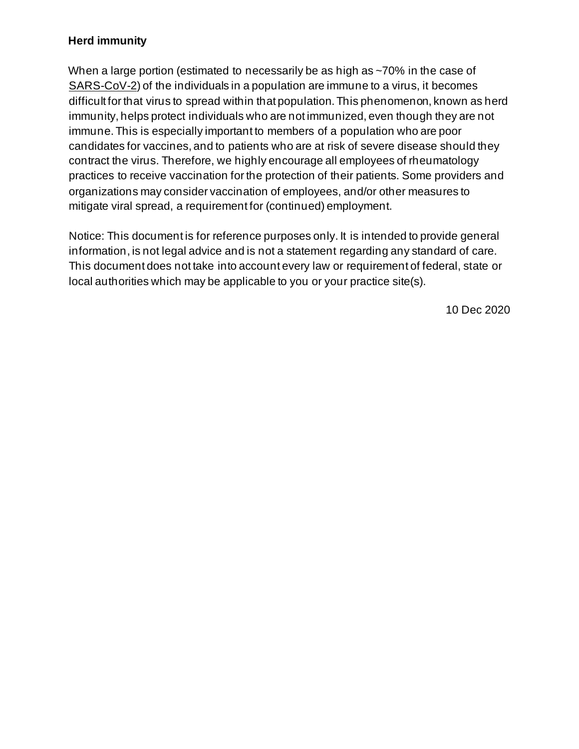**Herd immunity**

When a large portion (estimated to necessarily be as high as ~70% in the case of SARS-CoV-2) of the individuals in a population are immune to a virus, it becomes difficult for that virus to spread within that population. This phenomenon, known as herd immunity, helps protect individuals who are not immunized, even though they are not immune. This is especially important to members of a population who are poor candidates for vaccines, and to patients who are at risk of severe disease should they contract the virus. Therefore, we highly encourage all employees of rheumatology practices to receive vaccination for the protection of their patients. Some providers and organizations may consider vaccination of employees, and/or other measures to mitigate viral spread, a requirement for (continued) employment.

Notice: This document is for reference purposes only. It is intended to provide general information, is not legal advice and is not a statement regarding any standard of care. This document does not take into account every law or requirement of federal, state or local authorities which may be applicable to you or your practice site(s).

10 Dec 2020